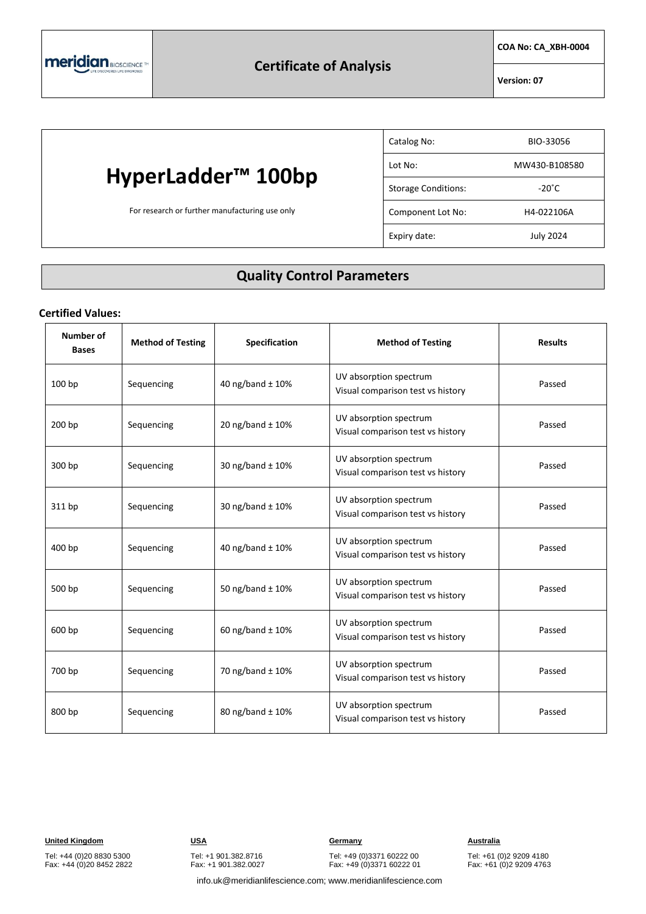meridian BIOSCIENCE

# Certificate of Analysis

**COA No: CA_XBH-0004**

**Version: 07**

# HyperLadder™ 100bp

For research or further manufacturing use only

| Catalog No: | BIO-33056 |
|---|---|
| Lot No: | MW430-B108580 |
| Storage Conditions: | -20˚C |
| Component Lot No: | H4-022106A |
| Expiry date: | July 2024 |

## Quality Control Parameters

**Certified Values:**

| Number of Bases | Method of Testing | Specification | Method of Testing | Results |
|---|---|---|---|---|
| 100 bp | Sequencing | 40 ng/band ± 10% | UV absorption spectrum<br>Visual comparison test vs history | Passed |
| 200 bp | Sequencing | 20 ng/band ± 10% | UV absorption spectrum<br>Visual comparison test vs history | Passed |
| 300 bp | Sequencing | 30 ng/band ± 10% | UV absorption spectrum<br>Visual comparison test vs history | Passed |
| 311 bp | Sequencing | 30 ng/band ± 10% | UV absorption spectrum<br>Visual comparison test vs history | Passed |
| 400 bp | Sequencing | 40 ng/band ± 10% | UV absorption spectrum<br>Visual comparison test vs history | Passed |
| 500 bp | Sequencing | 50 ng/band ± 10% | UV absorption spectrum<br>Visual comparison test vs history | Passed |
| 600 bp | Sequencing | 60 ng/band ± 10% | UV absorption spectrum<br>Visual comparison test vs history | Passed |
| 700 bp | Sequencing | 70 ng/band ± 10% | UV absorption spectrum<br>Visual comparison test vs history | Passed |
| 800 bp | Sequencing | 80 ng/band ± 10% | UV absorption spectrum<br>Visual comparison test vs history | Passed |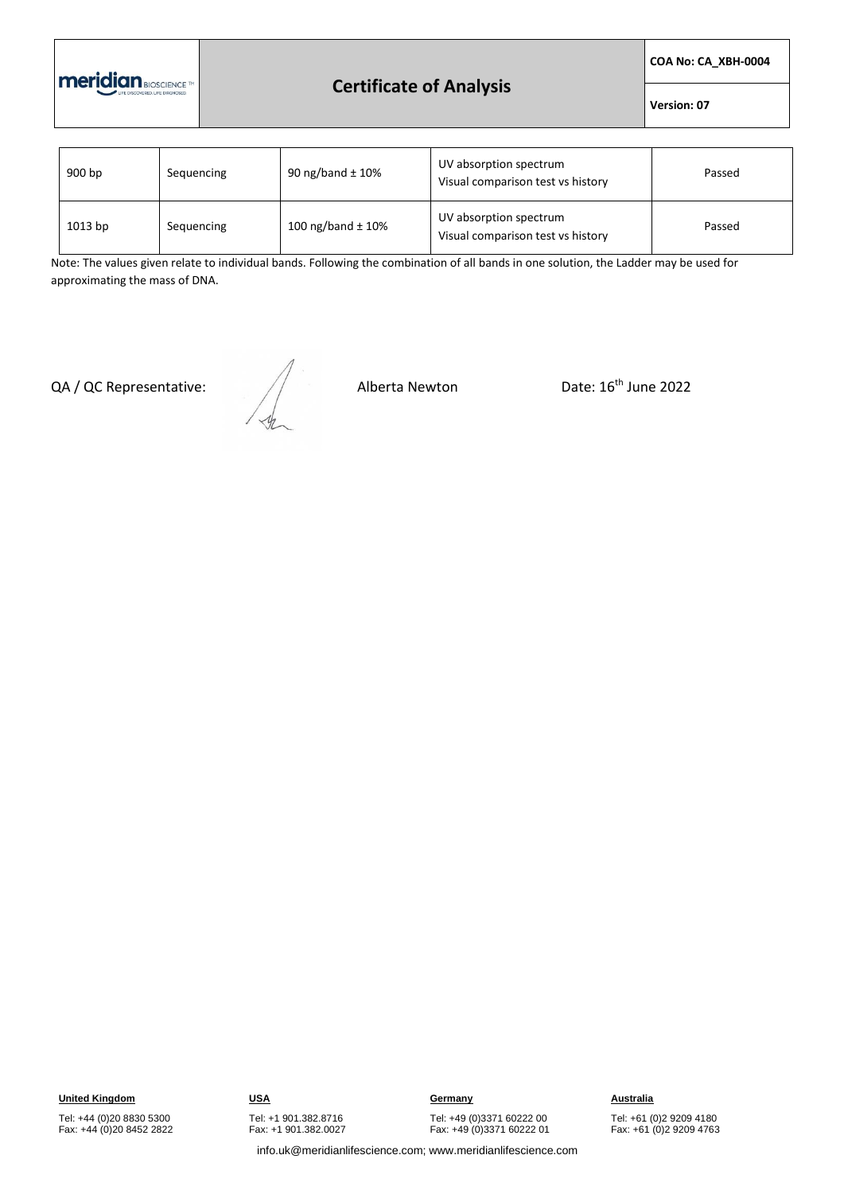| 900 bp | Sequencing | 90 ng/band ± 10% | UV absorption spectrum<br>Visual comparison test vs history | Passed |
|---|---|---|---|---|
| 1013 bp | Sequencing | 100 ng/band ± 10% | UV absorption spectrum<br>Visual comparison test vs history | Passed |

Note: The values given relate to individual bands. Following the combination of all bands in one solution, the Ladder may be used for approximating the mass of DNA.

QA / QC Representative: Alberta Newton Date: 16th June 2022

**United Kingdom**
Tel: +44 (0)20 8830 5300
Fax: +44 (0)20 8452 2822

**USA**
Tel: +1 901.382.8716
Fax: +1 901.382.0027

**Germany**
Tel: +49 (0)3371 60222 00
Fax: +49 (0)3371 60222 01

**Australia**
Tel: +61 (0)2 9209 4180
Fax: +61 (0)2 9209 4763

info.uk@meridianlifescience.com; www.meridianlifescience.com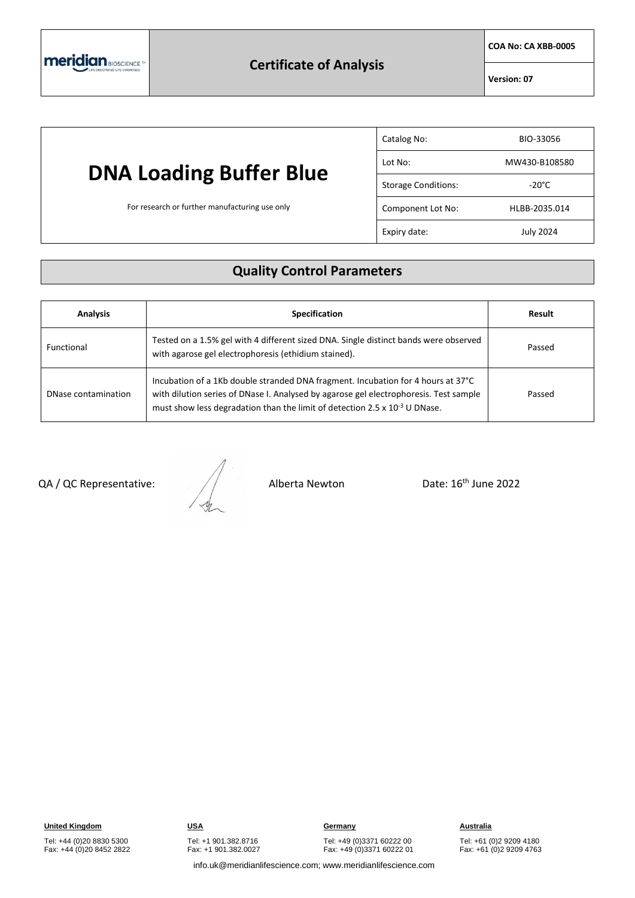| | |
|---|---|
| meridian BIOSCIENCE | **Certificate of Analysis** |
| **COA No: CA XBB-0005** | **Version: 07** |

# DNA Loading Buffer Blue

For research or further manufacturing use only

| | |
|---|---|
| Catalog No: | BIO-33056 |
| Lot No: | MW430-B108580 |
| Storage Conditions: | -20°C |
| Component Lot No: | HLBB-2035.014 |
| Expiry date: | July 2024 |

## Quality Control Parameters

| Analysis | Specification | Result |
|---|---|---|
| Functional | Tested on a 1.5% gel with 4 different sized DNA. Single distinct bands were observed with agarose gel electrophoresis (ethidium stained). | Passed |
| DNase contamination | Incubation of a 1Kb double stranded DNA fragment. Incubation for 4 hours at 37°C with dilution series of DNase I. Analysed by agarose gel electrophoresis. Test sample must show less degradation than the limit of detection $2.5 \times 10^{-3}$ U DNase. | Passed |

QA / QC Representative: Alberta Newton Date: 16th June 2022

**United Kingdom**
Tel: +44 (0)20 8830 5300
Fax: +44 (0)20 8452 2822

**USA**
Tel: +1 901.382.8716
Fax: +1 901.382.0027

**Germany**
Tel: +49 (0)3371 60222 00
Fax: +49 (0)3371 60222 01

**Australia**
Tel: +61 (0)2 9209 4180
Fax: +61 (0)2 9209 4763

info.uk@meridianlifescience.com; www.meridianlifescience.com